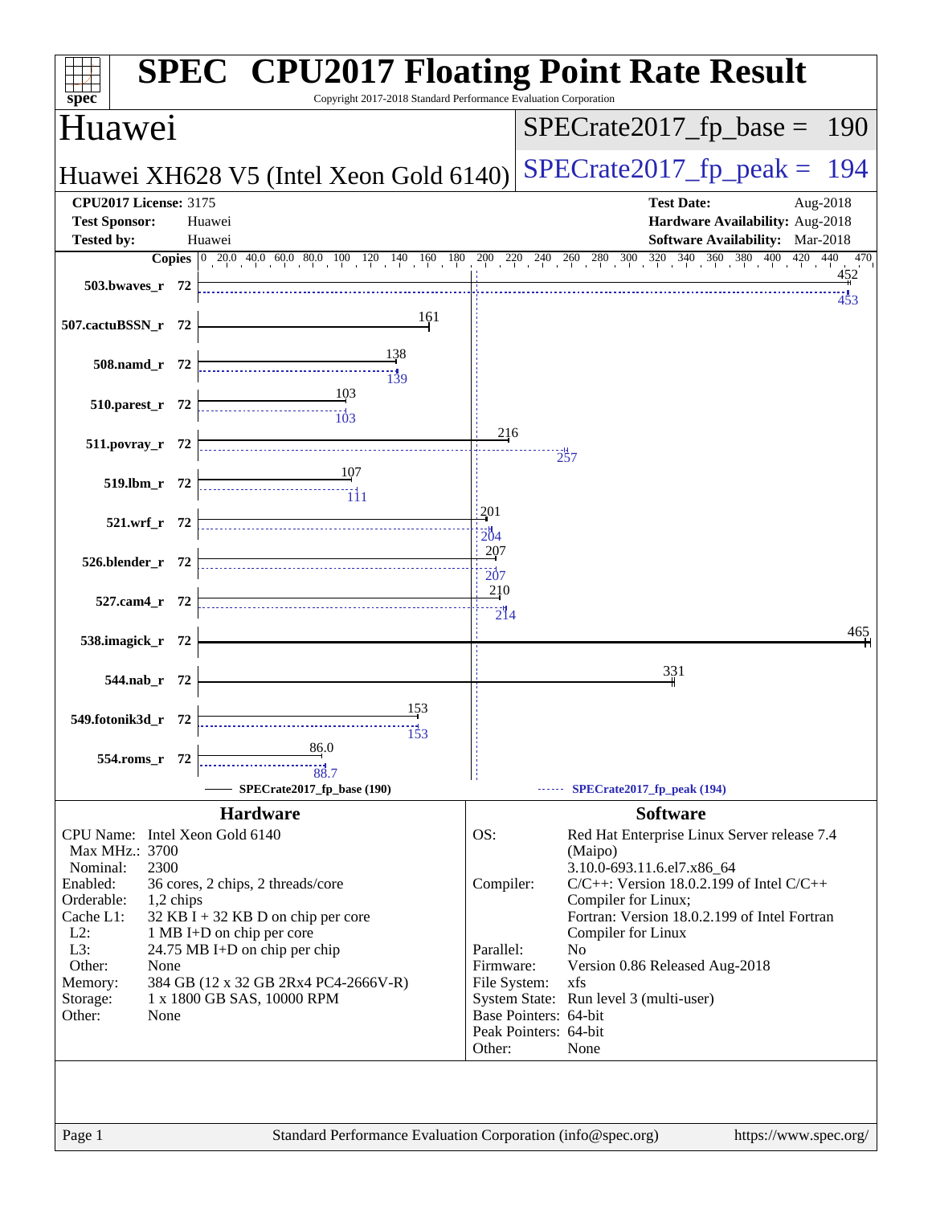# SPEC CPU2017 Floating Point Rate Result

Copyright 2017-2018 Standard Performance Evaluation Corporation

## Huawei

**Huawei XH628 V5 (Intel Xeon Gold 6140)**

SPECrate2017_fp_base = 190

SPECrate2017_fp_peak = 194

| | | | |
|---|---|---|---|
| **CPU2017 License:** | 3175 | **Test Date:** | Aug-2018 |
| **Test Sponsor:** | Huawei | **Hardware Availability:** | Aug-2018 |
| **Tested by:** | Huawei | **Software Availability:** | Mar-2018 |

| Benchmark | Copies | Base | Peak |
|---|---|---|---|
| 503.bwaves_r | 72 | 452 | 453 |
| 507.cactuBSSN_r | 72 | 161 | |
| 508.namd_r | 72 | 138 | 139 |
| 510.parest_r | 72 | 103 | 103 |
| 511.povray_r | 72 | 216 | 257 |
| 519.lbm_r | 72 | 107 | 111 |
| 521.wrf_r | 72 | 201 | 204 |
| 526.blender_r | 72 | 207 | 207 |
| 527.cam4_r | 72 | 210 | 214 |
| 538.imagick_r | 72 | 465 | |
| 544.nab_r | 72 | 331 | |
| 549.fotonik3d_r | 72 | 153 | 153 |
| 554.roms_r | 72 | 86.0 | 88.7 |

SPECrate2017_fp_base (190) — SPECrate2017_fp_peak (194)

## Hardware

| | |
|---|---|
| CPU Name: | Intel Xeon Gold 6140 |
| Max MHz.: | 3700 |
| Nominal: | 2300 |
| Enabled: | 36 cores, 2 chips, 2 threads/core |
| Orderable: | 1,2 chips |
| Cache L1: | 32 KB I + 32 KB D on chip per core |
| L2: | 1 MB I+D on chip per core |
| L3: | 24.75 MB I+D on chip per chip |
| Other: | None |
| Memory: | 384 GB (12 x 32 GB 2Rx4 PC4-2666V-R) |
| Storage: | 1 x 1800 GB SAS, 10000 RPM |
| Other: | None |

## Software

| | |
|---|---|
| OS: | Red Hat Enterprise Linux Server release 7.4 (Maipo) 3.10.0-693.11.6.el7.x86_64 |
| Compiler: | C/C++: Version 18.0.2.199 of Intel C/C++ Compiler for Linux; Fortran: Version 18.0.2.199 of Intel Fortran Compiler for Linux |
| Parallel: | No |
| Firmware: | Version 0.86 Released Aug-2018 |
| File System: | xfs |
| System State: | Run level 3 (multi-user) |
| Base Pointers: | 64-bit |
| Peak Pointers: | 64-bit |
| Other: | None |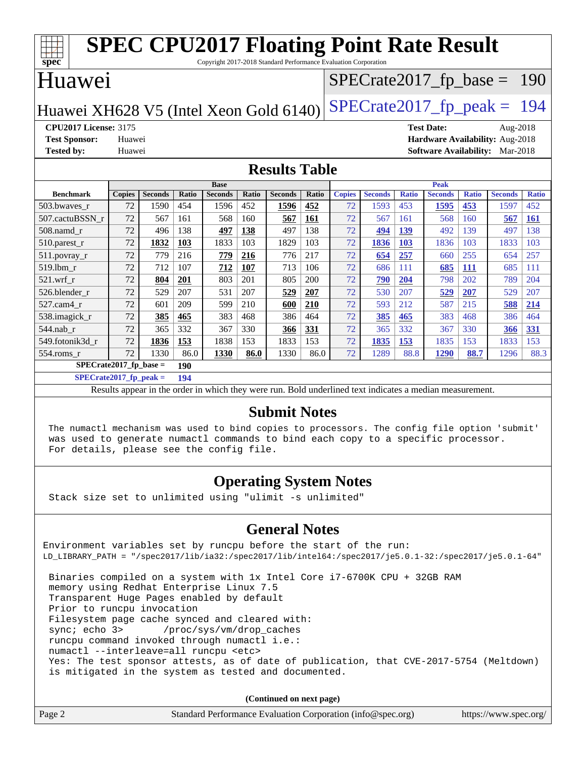# SPEC CPU2017 Floating Point Rate Result

Copyright 2017-2018 Standard Performance Evaluation Corporation

## Huawei

Huawei XH628 V5 (Intel Xeon Gold 6140)

SPECrate2017_fp_base = 190

SPECrate2017_fp_peak = 194

**CPU2017 License:** 3175
**Test Sponsor:** Huawei
**Tested by:** Huawei

**Test Date:** Aug-2018
**Hardware Availability:** Aug-2018
**Software Availability:** Mar-2018

## Results Table

| | Base | | | | | | | Peak | | | | | | |
|---|---|---|---|---|---|---|---|---|---|---|---|---|---|---|
| **Benchmark** | **Copies** | **Seconds** | **Ratio** | **Seconds** | **Ratio** | **Seconds** | **Ratio** | **Copies** | **Seconds** | **Ratio** | **Seconds** | **Ratio** | **Seconds** | **Ratio** |
| 503.bwaves_r | 72 | 1590 | 454 | 1596 | 452 | **1596** | **452** | 72 | 1593 | 453 | **1595** | **453** | 1597 | 452 |
| 507.cactuBSSN_r | 72 | 567 | 161 | 568 | 160 | **567** | **161** | 72 | 567 | 161 | 568 | 160 | **567** | **161** |
| 508.namd_r | 72 | 496 | 138 | **497** | **138** | 497 | 138 | 72 | **494** | **139** | 492 | 139 | 497 | 138 |
| 510.parest_r | 72 | **1832** | **103** | 1833 | 103 | 1829 | 103 | 72 | **1836** | **103** | 1836 | 103 | 1833 | 103 |
| 511.povray_r | 72 | 779 | 216 | **779** | **216** | 776 | 217 | 72 | **654** | **257** | 660 | 255 | 654 | 257 |
| 519.lbm_r | 72 | 712 | 107 | **712** | **107** | 713 | 106 | 72 | 686 | 111 | **685** | **111** | 685 | 111 |
| 521.wrf_r | 72 | **804** | **201** | 803 | 201 | 805 | 200 | 72 | **790** | **204** | 798 | 202 | 789 | 204 |
| 526.blender_r | 72 | 529 | 207 | 531 | 207 | **529** | **207** | 72 | 530 | 207 | **529** | **207** | 529 | 207 |
| 527.cam4_r | 72 | 601 | 209 | 599 | 210 | **600** | **210** | 72 | 593 | 212 | 587 | 215 | **588** | **214** |
| 538.imagick_r | 72 | **385** | **465** | 383 | 468 | 386 | 464 | 72 | **385** | **465** | 383 | 468 | 386 | 464 |
| 544.nab_r | 72 | 365 | 332 | 367 | 330 | **366** | **331** | 72 | 365 | 332 | 367 | 330 | **366** | **331** |
| 549.fotonik3d_r | 72 | **1836** | **153** | 1838 | 153 | 1833 | 153 | 72 | **1835** | **153** | 1835 | 153 | 1833 | 153 |
| 554.roms_r | 72 | 1330 | 86.0 | **1330** | **86.0** | 1330 | 86.0 | 72 | 1289 | 88.8 | **1290** | **88.7** | 1296 | 88.3 |

**SPECrate2017_fp_base = 190**

**SPECrate2017_fp_peak = 194**

Results appear in the order in which they were run. Bold underlined text indicates a median measurement.

## Submit Notes

```
The numactl mechanism was used to bind copies to processors. The config file option 'submit'
was used to generate numactl commands to bind each copy to a specific processor.
For details, please see the config file.
```

## Operating System Notes

```
Stack size set to unlimited using "ulimit -s unlimited"
```

## General Notes

```
Environment variables set by runcpu before the start of the run:
LD_LIBRARY_PATH = "/spec2017/lib/ia32:/spec2017/lib/intel64:/spec2017/je5.0.1-32:/spec2017/je5.0.1-64"

 Binaries compiled on a system with 1x Intel Core i7-6700K CPU + 32GB RAM
 memory using Redhat Enterprise Linux 7.5
 Transparent Huge Pages enabled by default
 Prior to runcpu invocation
 Filesystem page cache synced and cleared with:
 sync; echo 3>       /proc/sys/vm/drop_caches
 runcpu command invoked through numactl i.e.:
 numactl --interleave=all runcpu <etc>
 Yes: The test sponsor attests, as of date of publication, that CVE-2017-5754 (Meltdown)
 is mitigated in the system as tested and documented.
```

(Continued on next page)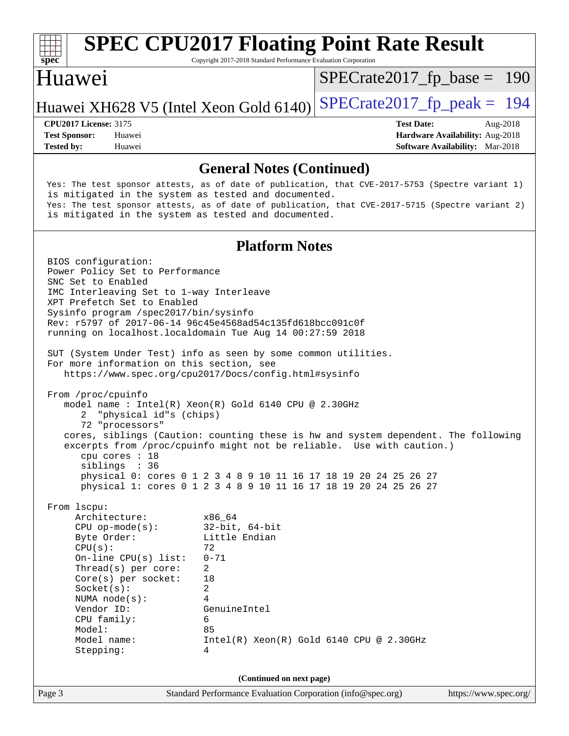## General Notes (Continued)

```
Yes: The test sponsor attests, as of date of publication, that CVE-2017-5753 (Spectre variant 1)
is mitigated in the system as tested and documented.
Yes: The test sponsor attests, as of date of publication, that CVE-2017-5715 (Spectre variant 2)
is mitigated in the system as tested and documented.
```

## Platform Notes

```
BIOS configuration:
Power Policy Set to Performance
SNC Set to Enabled
IMC Interleaving Set to 1-way Interleave
XPT Prefetch Set to Enabled
Sysinfo program /spec2017/bin/sysinfo
Rev: r5797 of 2017-06-14 96c45e4568ad54c135fd618bcc091c0f
running on localhost.localdomain Tue Aug 14 00:27:59 2018

SUT (System Under Test) info as seen by some common utilities.
For more information on this section, see
   https://www.spec.org/cpu2017/Docs/config.html#sysinfo

From /proc/cpuinfo
   model name : Intel(R) Xeon(R) Gold 6140 CPU @ 2.30GHz
      2  "physical id"s (chips)
      72 "processors"
   cores, siblings (Caution: counting these is hw and system dependent. The following
   excerpts from /proc/cpuinfo might not be reliable.  Use with caution.)
      cpu cores : 18
      siblings  : 36
      physical 0: cores 0 1 2 3 4 8 9 10 11 16 17 18 19 20 24 25 26 27
      physical 1: cores 0 1 2 3 4 8 9 10 11 16 17 18 19 20 24 25 26 27

From lscpu:
     Architecture:          x86_64
     CPU op-mode(s):        32-bit, 64-bit
     Byte Order:            Little Endian
     CPU(s):                72
     On-line CPU(s) list:   0-71
     Thread(s) per core:    2
     Core(s) per socket:    18
     Socket(s):             2
     NUMA node(s):          4
     Vendor ID:             GenuineIntel
     CPU family:            6
     Model:                 85
     Model name:            Intel(R) Xeon(R) Gold 6140 CPU @ 2.30GHz
     Stepping:              4
```

(Continued on next page)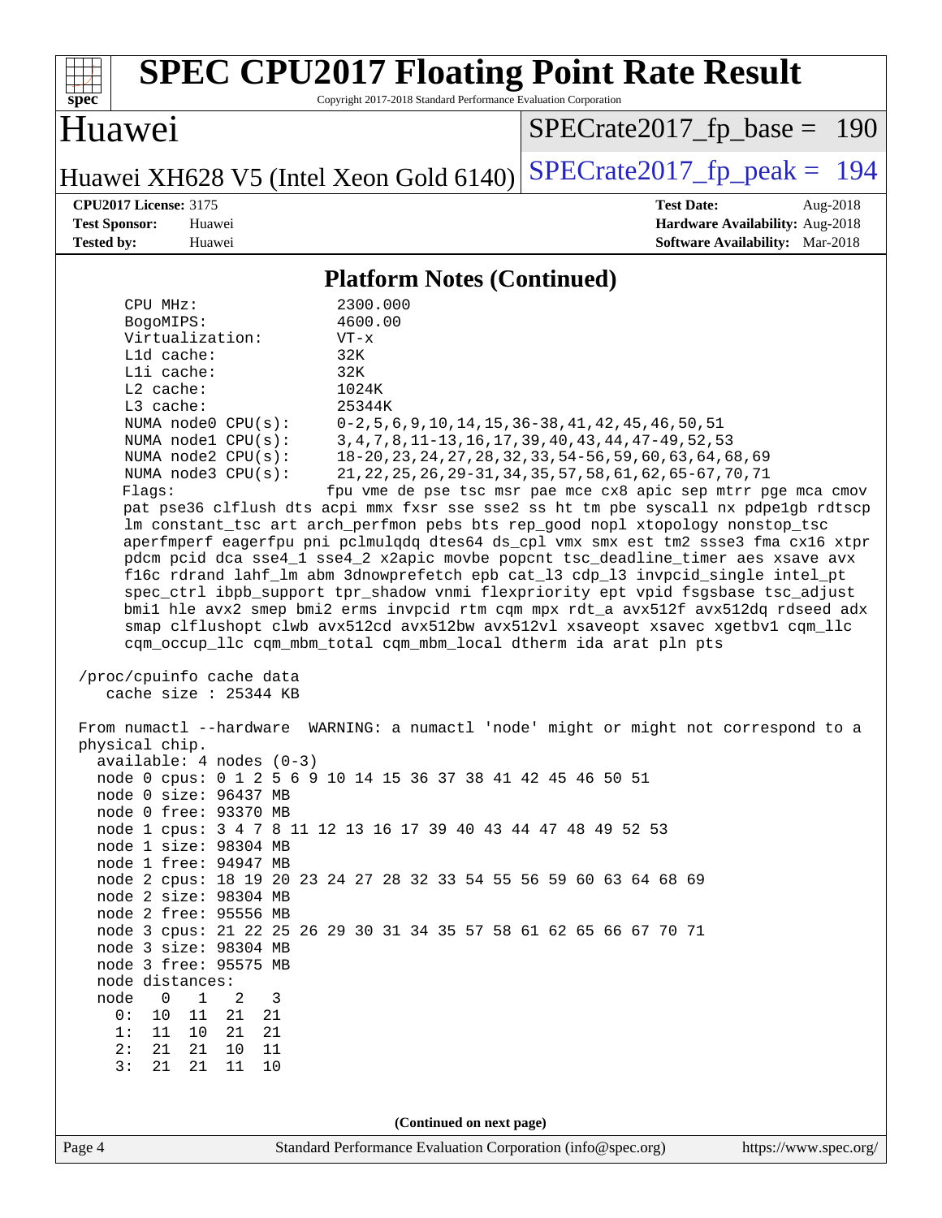## Platform Notes (Continued)

```
    CPU MHz:                 2300.000
    BogoMIPS:                4600.00
    Virtualization:          VT-x
    L1d cache:               32K
    L1i cache:               32K
    L2 cache:                1024K
    L3 cache:                25344K
    NUMA node0 CPU(s):       0-2,5,6,9,10,14,15,36-38,41,42,45,46,50,51
    NUMA node1 CPU(s):       3,4,7,8,11-13,16,17,39,40,43,44,47-49,52,53
    NUMA node2 CPU(s):       18-20,23,24,27,28,32,33,54-56,59,60,63,64,68,69
    NUMA node3 CPU(s):       21,22,25,26,29-31,34,35,57,58,61,62,65-67,70,71
    Flags:                   fpu vme de pse tsc msr pae mce cx8 apic sep mtrr pge mca cmov
    pat pse36 clflush dts acpi mmx fxsr sse sse2 ss ht tm pbe syscall nx pdpe1gb rdtscp
    lm constant_tsc art arch_perfmon pebs bts rep_good nopl xtopology nonstop_tsc
    aperfmperf eagerfpu pni pclmulqdq dtes64 ds_cpl vmx smx est tm2 ssse3 fma cx16 xtpr
    pdcm pcid dca sse4_1 sse4_2 x2apic movbe popcnt tsc_deadline_timer aes xsave avx
    f16c rdrand lahf_lm abm 3dnowprefetch epb cat_l3 cdp_l3 invpcid_single intel_pt
    spec_ctrl ibpb_support tpr_shadow vnmi flexpriority ept vpid fsgsbase tsc_adjust
    bmi1 hle avx2 smep bmi2 erms invpcid rtm cqm mpx rdt_a avx512f avx512dq rdseed adx
    smap clflushopt clwb avx512cd avx512bw avx512vl xsaveopt xsavec xgetbv1 cqm_llc
    cqm_occup_llc cqm_mbm_total cqm_mbm_local dtherm ida arat pln pts

 /proc/cpuinfo cache data
    cache size : 25344 KB

 From numactl --hardware  WARNING: a numactl 'node' might or might not correspond to a
 physical chip.
   available: 4 nodes (0-3)
   node 0 cpus: 0 1 2 5 6 9 10 14 15 36 37 38 41 42 45 46 50 51
   node 0 size: 96437 MB
   node 0 free: 93370 MB
   node 1 cpus: 3 4 7 8 11 12 13 16 17 39 40 43 44 47 48 49 52 53
   node 1 size: 98304 MB
   node 1 free: 94947 MB
   node 2 cpus: 18 19 20 23 24 27 28 32 33 54 55 56 59 60 63 64 68 69
   node 2 size: 98304 MB
   node 2 free: 95556 MB
   node 3 cpus: 21 22 25 26 29 30 31 34 35 57 58 61 62 65 66 67 70 71
   node 3 size: 98304 MB
   node 3 free: 95575 MB
   node distances:
   node   0   1   2   3
     0:  10  11  21  21
     1:  11  10  21  21
     2:  21  21  10  11
     3:  21  21  11  10
```

(Continued on next page)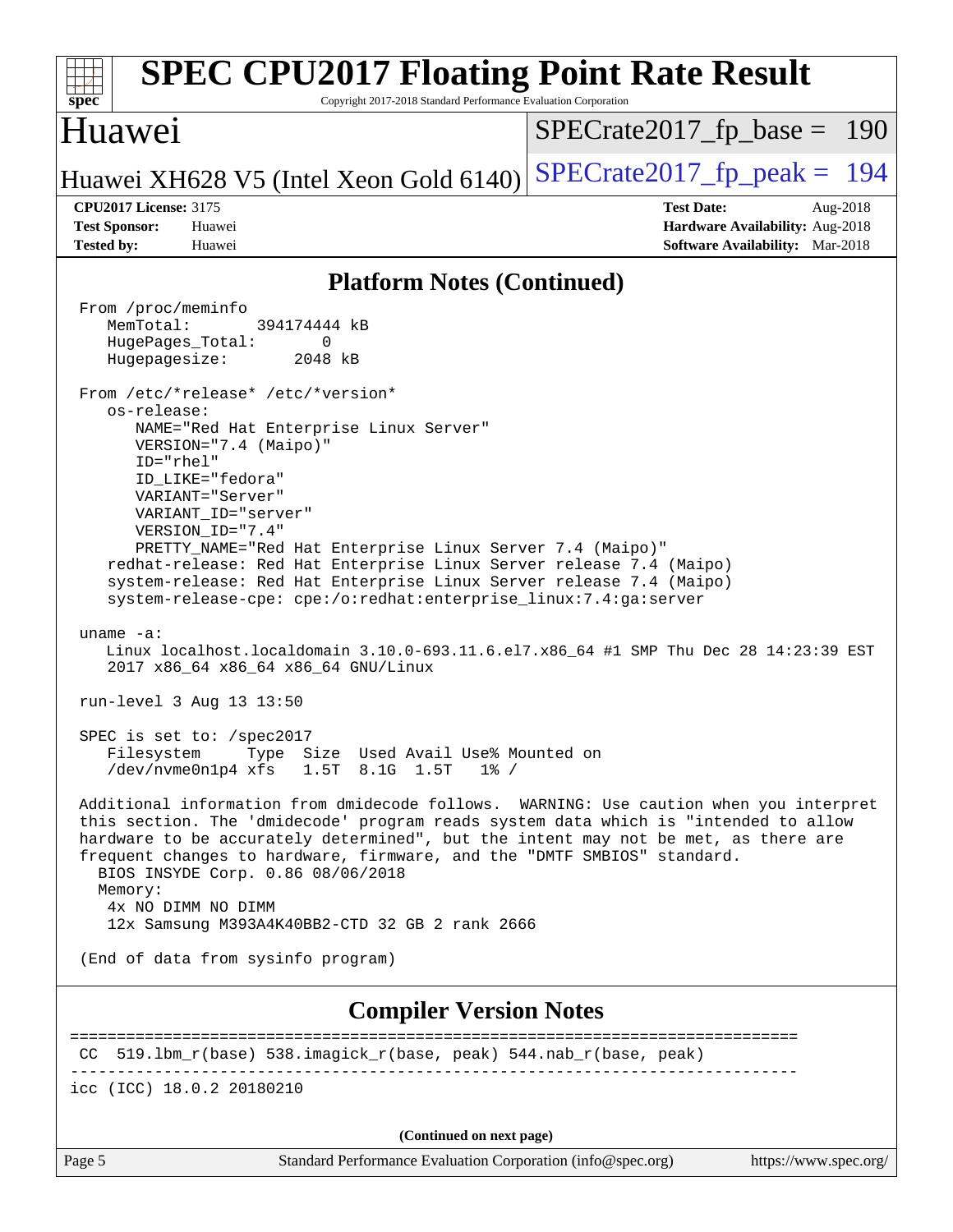## Platform Notes (Continued)

```
From /proc/meminfo
   MemTotal:       394174444 kB
   HugePages_Total:       0
   Hugepagesize:       2048 kB

From /etc/*release* /etc/*version*
   os-release:
      NAME="Red Hat Enterprise Linux Server"
      VERSION="7.4 (Maipo)"
      ID="rhel"
      ID_LIKE="fedora"
      VARIANT="Server"
      VARIANT_ID="server"
      VERSION_ID="7.4"
      PRETTY_NAME="Red Hat Enterprise Linux Server 7.4 (Maipo)"
   redhat-release: Red Hat Enterprise Linux Server release 7.4 (Maipo)
   system-release: Red Hat Enterprise Linux Server release 7.4 (Maipo)
   system-release-cpe: cpe:/o:redhat:enterprise_linux:7.4:ga:server

uname -a:
   Linux localhost.localdomain 3.10.0-693.11.6.el7.x86_64 #1 SMP Thu Dec 28 14:23:39 EST
   2017 x86_64 x86_64 x86_64 GNU/Linux

run-level 3 Aug 13 13:50

SPEC is set to: /spec2017
   Filesystem     Type  Size  Used Avail Use% Mounted on
   /dev/nvme0n1p4 xfs   1.5T  8.1G  1.5T   1% /

Additional information from dmidecode follows.  WARNING: Use caution when you interpret
this section. The 'dmidecode' program reads system data which is "intended to allow
hardware to be accurately determined", but the intent may not be met, as there are
frequent changes to hardware, firmware, and the "DMTF SMBIOS" standard.
  BIOS INSYDE Corp. 0.86 08/06/2018
  Memory:
   4x NO DIMM NO DIMM
   12x Samsung M393A4K40BB2-CTD 32 GB 2 rank 2666

(End of data from sysinfo program)
```

## Compiler Version Notes

```
==============================================================================
 CC  519.lbm_r(base) 538.imagick_r(base, peak) 544.nab_r(base, peak)
------------------------------------------------------------------------------
icc (ICC) 18.0.2 20180210
```

(Continued on next page)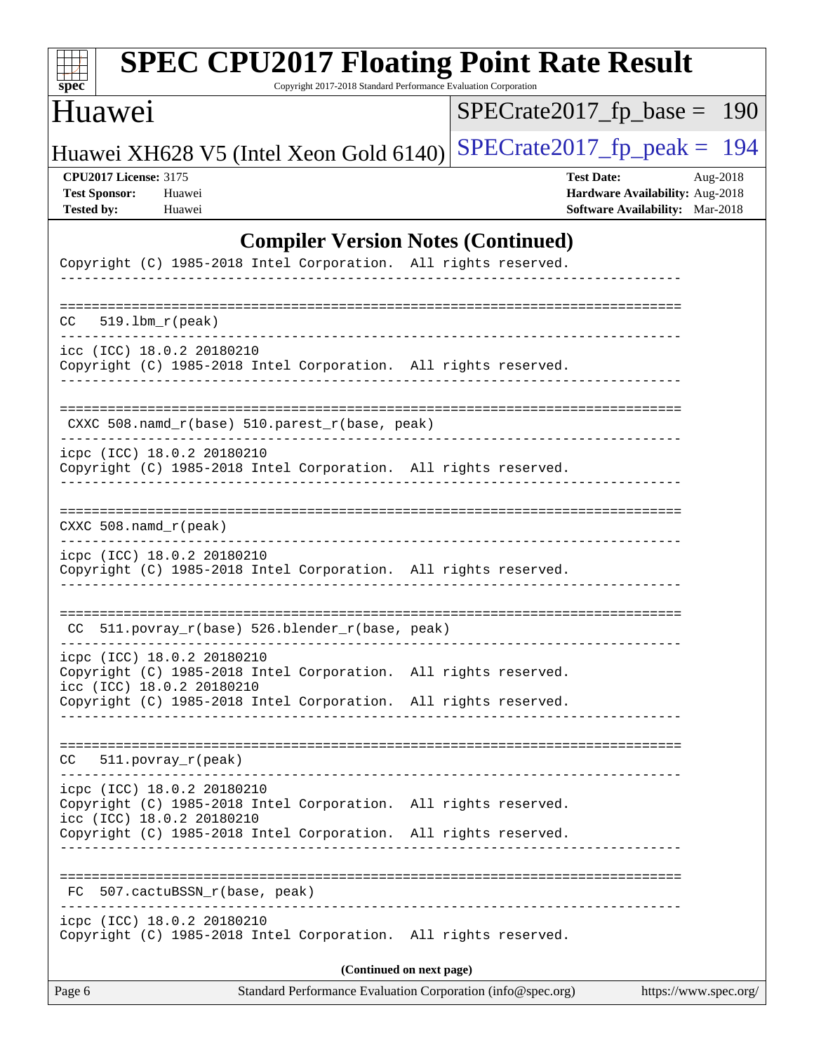# SPEC CPU2017 Floating Point Rate Result

Copyright 2017-2018 Standard Performance Evaluation Corporation

## Huawei

Huawei XH628 V5 (Intel Xeon Gold 6140)

SPECrate2017_fp_base = 190

SPECrate2017_fp_peak = 194

**CPU2017 License:** 3175
**Test Sponsor:** Huawei
**Tested by:** Huawei

**Test Date:** Aug-2018
**Hardware Availability:** Aug-2018
**Software Availability:** Mar-2018

### Compiler Version Notes (Continued)

```
Copyright (C) 1985-2018 Intel Corporation.  All rights reserved.
------------------------------------------------------------------------------

==============================================================================
CC   519.lbm_r(peak)
------------------------------------------------------------------------------
icc (ICC) 18.0.2 20180210
Copyright (C) 1985-2018 Intel Corporation.  All rights reserved.
------------------------------------------------------------------------------

==============================================================================
 CXXC 508.namd_r(base) 510.parest_r(base, peak)
------------------------------------------------------------------------------
icpc (ICC) 18.0.2 20180210
Copyright (C) 1985-2018 Intel Corporation.  All rights reserved.
------------------------------------------------------------------------------

==============================================================================
CXXC 508.namd_r(peak)
------------------------------------------------------------------------------
icpc (ICC) 18.0.2 20180210
Copyright (C) 1985-2018 Intel Corporation.  All rights reserved.
------------------------------------------------------------------------------

==============================================================================
 CC  511.povray_r(base) 526.blender_r(base, peak)
------------------------------------------------------------------------------
icpc (ICC) 18.0.2 20180210
Copyright (C) 1985-2018 Intel Corporation.  All rights reserved.
icc (ICC) 18.0.2 20180210
Copyright (C) 1985-2018 Intel Corporation.  All rights reserved.
------------------------------------------------------------------------------

==============================================================================
CC   511.povray_r(peak)
------------------------------------------------------------------------------
icpc (ICC) 18.0.2 20180210
Copyright (C) 1985-2018 Intel Corporation.  All rights reserved.
icc (ICC) 18.0.2 20180210
Copyright (C) 1985-2018 Intel Corporation.  All rights reserved.
------------------------------------------------------------------------------

==============================================================================
 FC  507.cactuBSSN_r(base, peak)
------------------------------------------------------------------------------
icpc (ICC) 18.0.2 20180210
Copyright (C) 1985-2018 Intel Corporation.  All rights reserved.
```

**(Continued on next page)**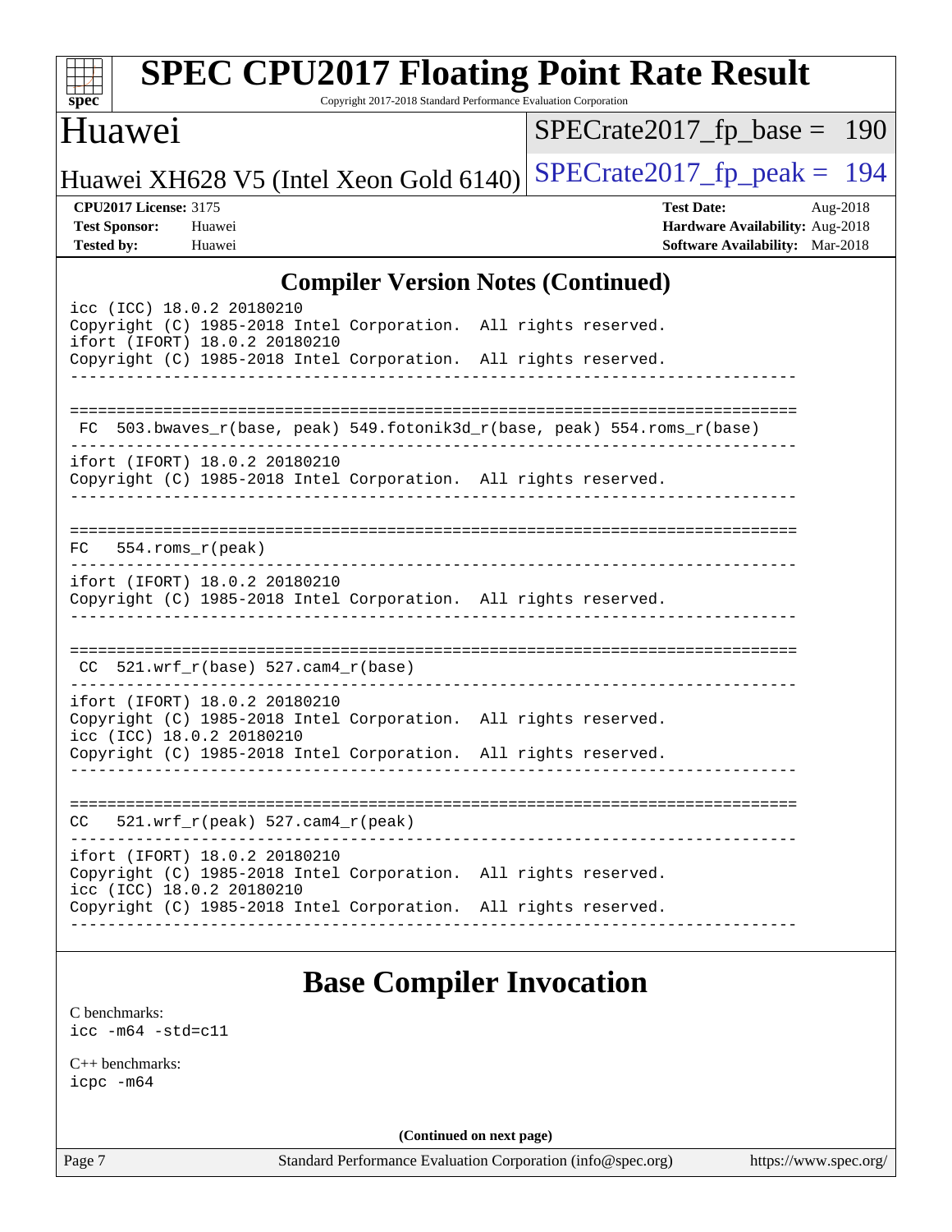## Compiler Version Notes (Continued)

```
icc (ICC) 18.0.2 20180210
Copyright (C) 1985-2018 Intel Corporation.  All rights reserved.
ifort (IFORT) 18.0.2 20180210
Copyright (C) 1985-2018 Intel Corporation.  All rights reserved.
------------------------------------------------------------------------------

==============================================================================
 FC  503.bwaves_r(base, peak) 549.fotonik3d_r(base, peak) 554.roms_r(base)
------------------------------------------------------------------------------
ifort (IFORT) 18.0.2 20180210
Copyright (C) 1985-2018 Intel Corporation.  All rights reserved.
------------------------------------------------------------------------------

==============================================================================
FC   554.roms_r(peak)
------------------------------------------------------------------------------
ifort (IFORT) 18.0.2 20180210
Copyright (C) 1985-2018 Intel Corporation.  All rights reserved.
------------------------------------------------------------------------------

==============================================================================
 CC  521.wrf_r(base) 527.cam4_r(base)
------------------------------------------------------------------------------
ifort (IFORT) 18.0.2 20180210
Copyright (C) 1985-2018 Intel Corporation.  All rights reserved.
icc (ICC) 18.0.2 20180210
Copyright (C) 1985-2018 Intel Corporation.  All rights reserved.
------------------------------------------------------------------------------

==============================================================================
CC   521.wrf_r(peak) 527.cam4_r(peak)
------------------------------------------------------------------------------
ifort (IFORT) 18.0.2 20180210
Copyright (C) 1985-2018 Intel Corporation.  All rights reserved.
icc (ICC) 18.0.2 20180210
Copyright (C) 1985-2018 Intel Corporation.  All rights reserved.
------------------------------------------------------------------------------
```

## Base Compiler Invocation

C benchmarks:
icc -m64 -std=c11

C++ benchmarks:
icpc -m64

(Continued on next page)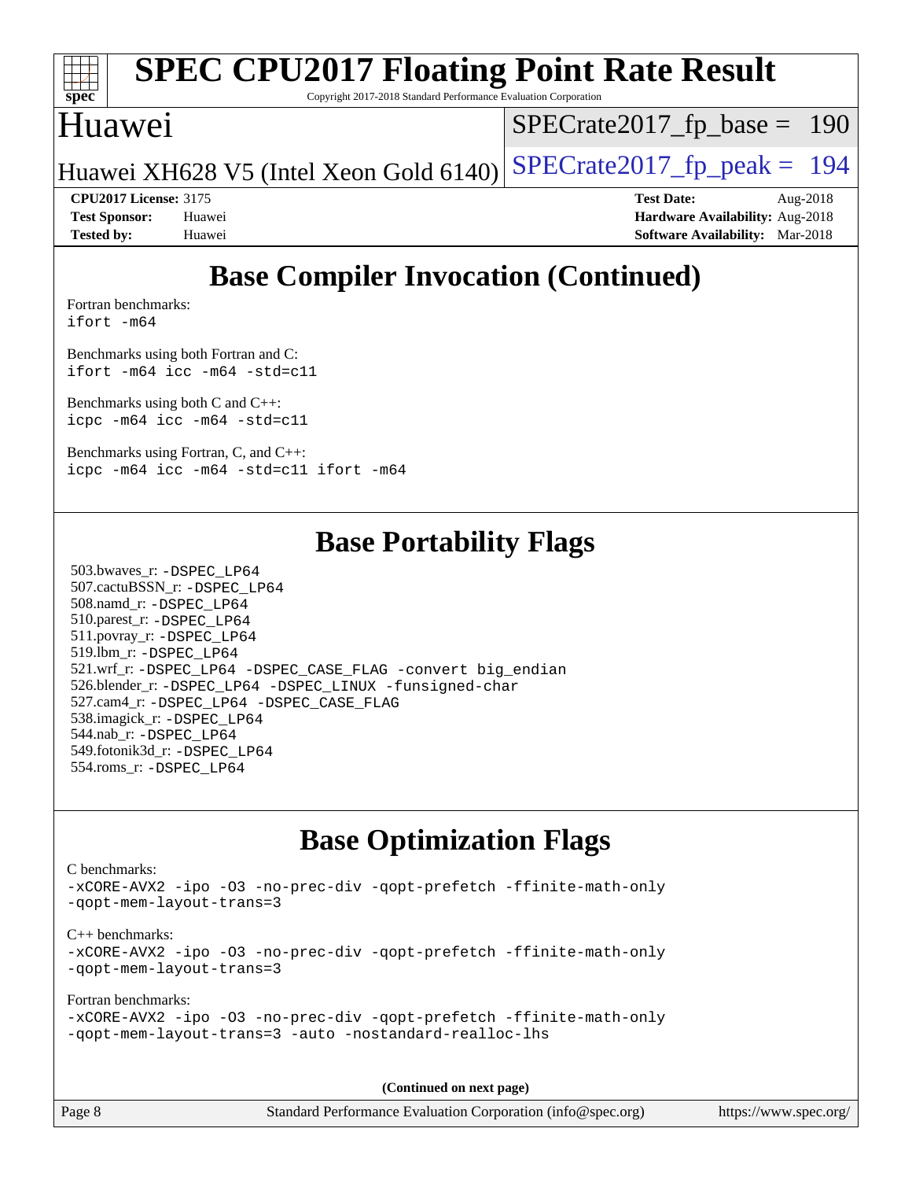# SPEC CPU2017 Floating Point Rate Result

Copyright 2017-2018 Standard Performance Evaluation Corporation

## Huawei

Huawei XH628 V5 (Intel Xeon Gold 6140)

SPECrate2017_fp_base = 190

SPECrate2017_fp_peak = 194

**CPU2017 License:** 3175
**Test Sponsor:** Huawei
**Tested by:** Huawei

**Test Date:** Aug-2018
**Hardware Availability:** Aug-2018
**Software Availability:** Mar-2018

## Base Compiler Invocation (Continued)

Fortran benchmarks:
`ifort -m64`

Benchmarks using both Fortran and C:
`ifort -m64 icc -m64 -std=c11`

Benchmarks using both C and C++:
`icpc -m64 icc -m64 -std=c11`

Benchmarks using Fortran, C, and C++:
`icpc -m64 icc -m64 -std=c11 ifort -m64`

## Base Portability Flags

503.bwaves_r: `-DSPEC_LP64`
507.cactuBSSN_r: `-DSPEC_LP64`
508.namd_r: `-DSPEC_LP64`
510.parest_r: `-DSPEC_LP64`
511.povray_r: `-DSPEC_LP64`
519.lbm_r: `-DSPEC_LP64`
521.wrf_r: `-DSPEC_LP64 -DSPEC_CASE_FLAG -convert big_endian`
526.blender_r: `-DSPEC_LP64 -DSPEC_LINUX -funsigned-char`
527.cam4_r: `-DSPEC_LP64 -DSPEC_CASE_FLAG`
538.imagick_r: `-DSPEC_LP64`
544.nab_r: `-DSPEC_LP64`
549.fotonik3d_r: `-DSPEC_LP64`
554.roms_r: `-DSPEC_LP64`

## Base Optimization Flags

C benchmarks:
`-xCORE-AVX2 -ipo -O3 -no-prec-div -qopt-prefetch -ffinite-math-only -qopt-mem-layout-trans=3`

C++ benchmarks:
`-xCORE-AVX2 -ipo -O3 -no-prec-div -qopt-prefetch -ffinite-math-only -qopt-mem-layout-trans=3`

Fortran benchmarks:
`-xCORE-AVX2 -ipo -O3 -no-prec-div -qopt-prefetch -ffinite-math-only -qopt-mem-layout-trans=3 -auto -nostandard-realloc-lhs`

**(Continued on next page)**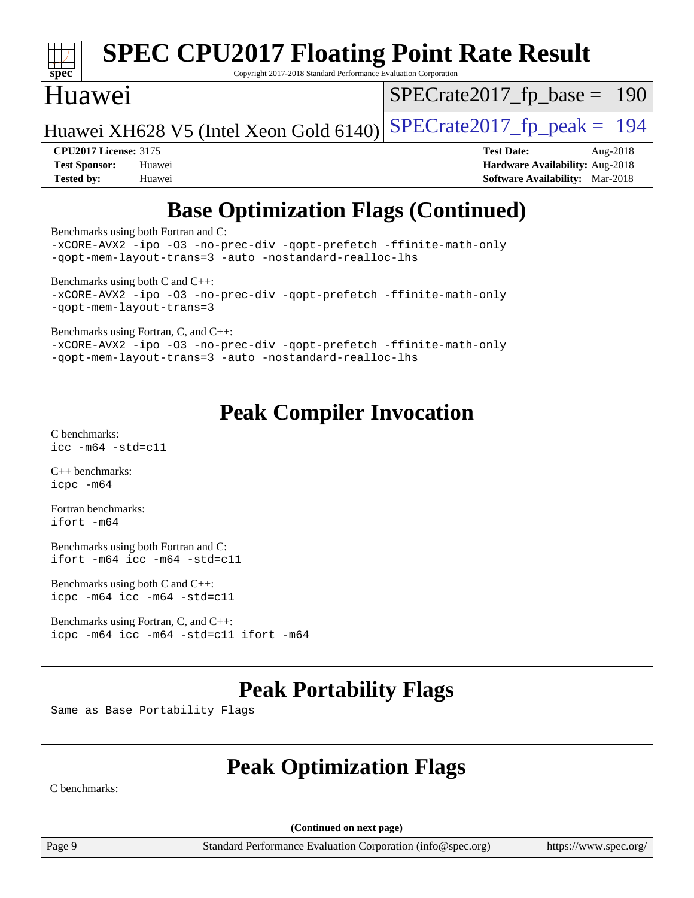## Base Optimization Flags (Continued)

Benchmarks using both Fortran and C:

```
-xCORE-AVX2 -ipo -O3 -no-prec-div -qopt-prefetch -ffinite-math-only
-qopt-mem-layout-trans=3 -auto -nostandard-realloc-lhs
```

Benchmarks using both C and C++:

```
-xCORE-AVX2 -ipo -O3 -no-prec-div -qopt-prefetch -ffinite-math-only
-qopt-mem-layout-trans=3
```

Benchmarks using Fortran, C, and C++:

```
-xCORE-AVX2 -ipo -O3 -no-prec-div -qopt-prefetch -ffinite-math-only
-qopt-mem-layout-trans=3 -auto -nostandard-realloc-lhs
```

## Peak Compiler Invocation

C benchmarks:

```
icc -m64 -std=c11
```

C++ benchmarks:

```
icpc -m64
```

Fortran benchmarks:

```
ifort -m64
```

Benchmarks using both Fortran and C:

```
ifort -m64 icc -m64 -std=c11
```

Benchmarks using both C and C++:

```
icpc -m64 icc -m64 -std=c11
```

Benchmarks using Fortran, C, and C++:

```
icpc -m64 icc -m64 -std=c11 ifort -m64
```

## Peak Portability Flags

Same as Base Portability Flags

## Peak Optimization Flags

C benchmarks:

(Continued on next page)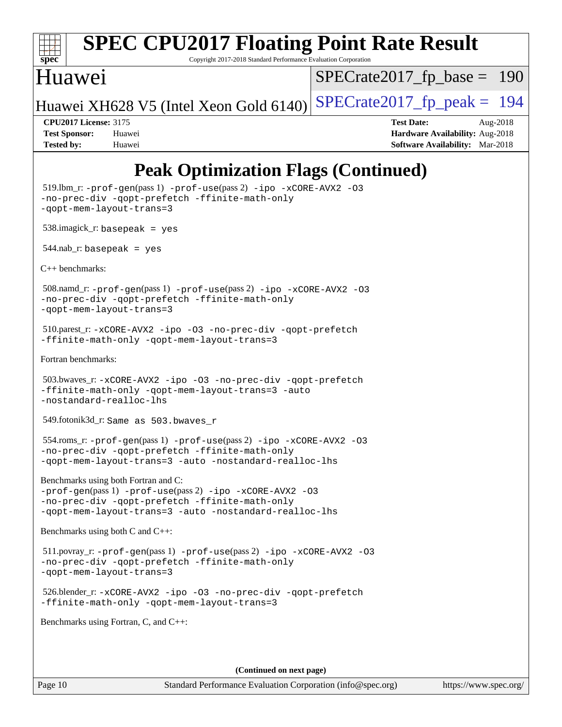# Peak Optimization Flags (Continued)

519.lbm_r: `-prof-gen`(pass 1) `-prof-use`(pass 2) `-ipo -xCORE-AVX2 -O3 -no-prec-div -qopt-prefetch -ffinite-math-only -qopt-mem-layout-trans=3`

538.imagick_r: `basepeak = yes`

544.nab_r: `basepeak = yes`

C++ benchmarks:

508.namd_r: `-prof-gen`(pass 1) `-prof-use`(pass 2) `-ipo -xCORE-AVX2 -O3 -no-prec-div -qopt-prefetch -ffinite-math-only -qopt-mem-layout-trans=3`

510.parest_r: `-xCORE-AVX2 -ipo -O3 -no-prec-div -qopt-prefetch -ffinite-math-only -qopt-mem-layout-trans=3`

Fortran benchmarks:

503.bwaves_r: `-xCORE-AVX2 -ipo -O3 -no-prec-div -qopt-prefetch -ffinite-math-only -qopt-mem-layout-trans=3 -auto -nostandard-realloc-lhs`

549.fotonik3d_r: `Same as 503.bwaves_r`

554.roms_r: `-prof-gen`(pass 1) `-prof-use`(pass 2) `-ipo -xCORE-AVX2 -O3 -no-prec-div -qopt-prefetch -ffinite-math-only -qopt-mem-layout-trans=3 -auto -nostandard-realloc-lhs`

Benchmarks using both Fortran and C:
`-prof-gen`(pass 1) `-prof-use`(pass 2) `-ipo -xCORE-AVX2 -O3 -no-prec-div -qopt-prefetch -ffinite-math-only -qopt-mem-layout-trans=3 -auto -nostandard-realloc-lhs`

Benchmarks using both C and C++:

511.povray_r: `-prof-gen`(pass 1) `-prof-use`(pass 2) `-ipo -xCORE-AVX2 -O3 -no-prec-div -qopt-prefetch -ffinite-math-only -qopt-mem-layout-trans=3`

526.blender_r: `-xCORE-AVX2 -ipo -O3 -no-prec-div -qopt-prefetch -ffinite-math-only -qopt-mem-layout-trans=3`

Benchmarks using Fortran, C, and C++:

**(Continued on next page)**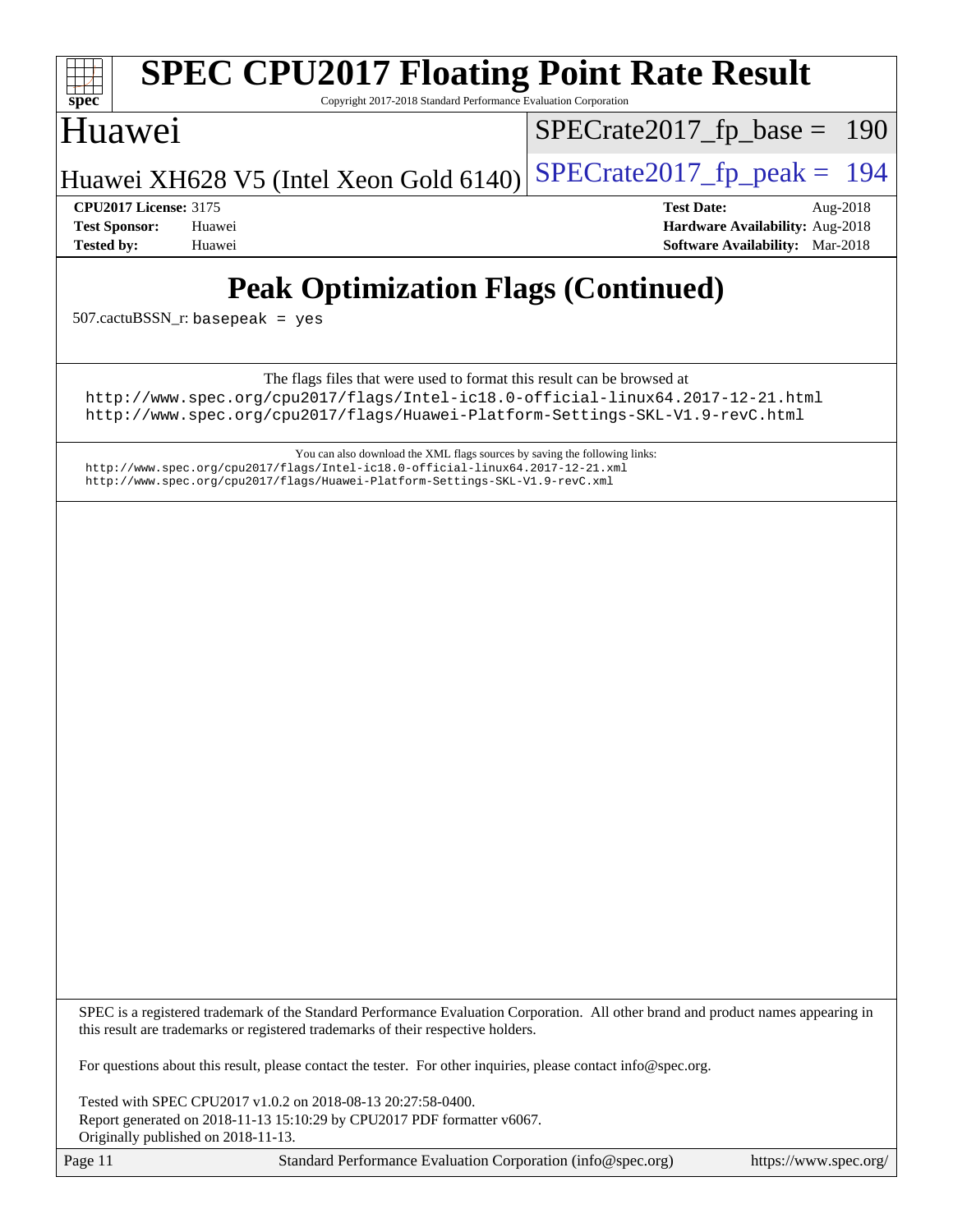# Peak Optimization Flags (Continued)

507.cactuBSSN_r: basepeak = yes

The flags files that were used to format this result can be browsed at
http://www.spec.org/cpu2017/flags/Intel-ic18.0-official-linux64.2017-12-21.html
http://www.spec.org/cpu2017/flags/Huawei-Platform-Settings-SKL-V1.9-revC.html

You can also download the XML flags sources by saving the following links:
http://www.spec.org/cpu2017/flags/Intel-ic18.0-official-linux64.2017-12-21.xml
http://www.spec.org/cpu2017/flags/Huawei-Platform-Settings-SKL-V1.9-revC.xml

SPEC is a registered trademark of the Standard Performance Evaluation Corporation. All other brand and product names appearing in this result are trademarks or registered trademarks of their respective holders.

For questions about this result, please contact the tester. For other inquiries, please contact info@spec.org.

Tested with SPEC CPU2017 v1.0.2 on 2018-08-13 20:27:58-0400.
Report generated on 2018-11-13 15:10:29 by CPU2017 PDF formatter v6067.
Originally published on 2018-11-13.